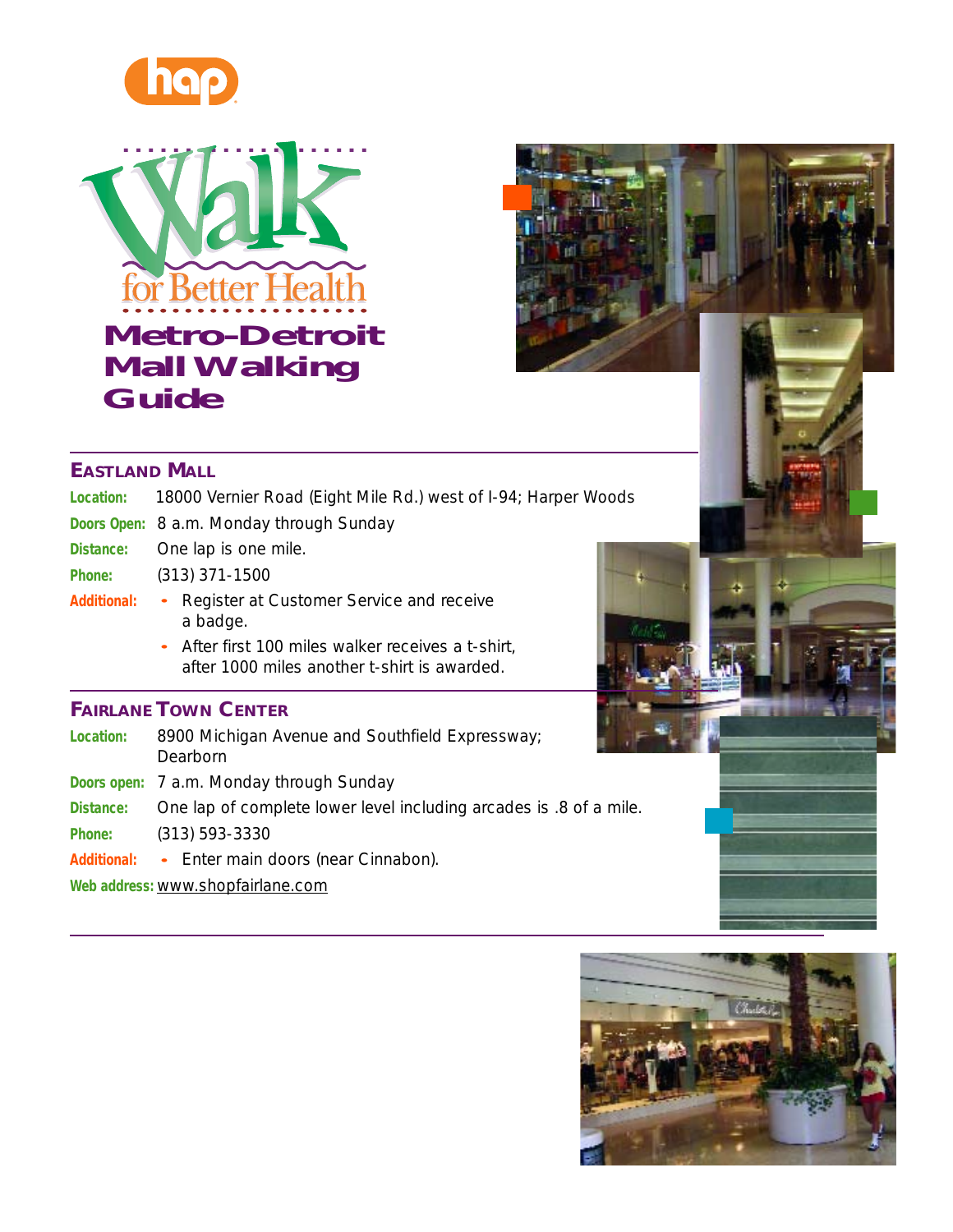hap

# Walk for Better Health

# Metro-Detroit Mall Walking Guide

## Eastland Mall

**Location:** 18000 Vernier Road (Eight Mile Rd.) west of I-94; Harper Woods

**Doors Open:** 8 a.m. Monday through Sunday

**Distance:** One lap is one mile.

**Phone:** (313) 371-1500

**Additional:**
- Register at Customer Service and receive a badge.
- After first 100 miles walker receives a t-shirt, after 1000 miles another t-shirt is awarded.

## Fairlane Town Center

**Location:** 8900 Michigan Avenue and Southfield Expressway; Dearborn

**Doors open:** 7 a.m. Monday through Sunday

**Distance:** One lap of complete lower level including arcades is .8 of a mile.

**Phone:** (313) 593-3330

**Additional:**
- Enter main doors (near Cinnabon).

**Web address:** www.shopfairlane.com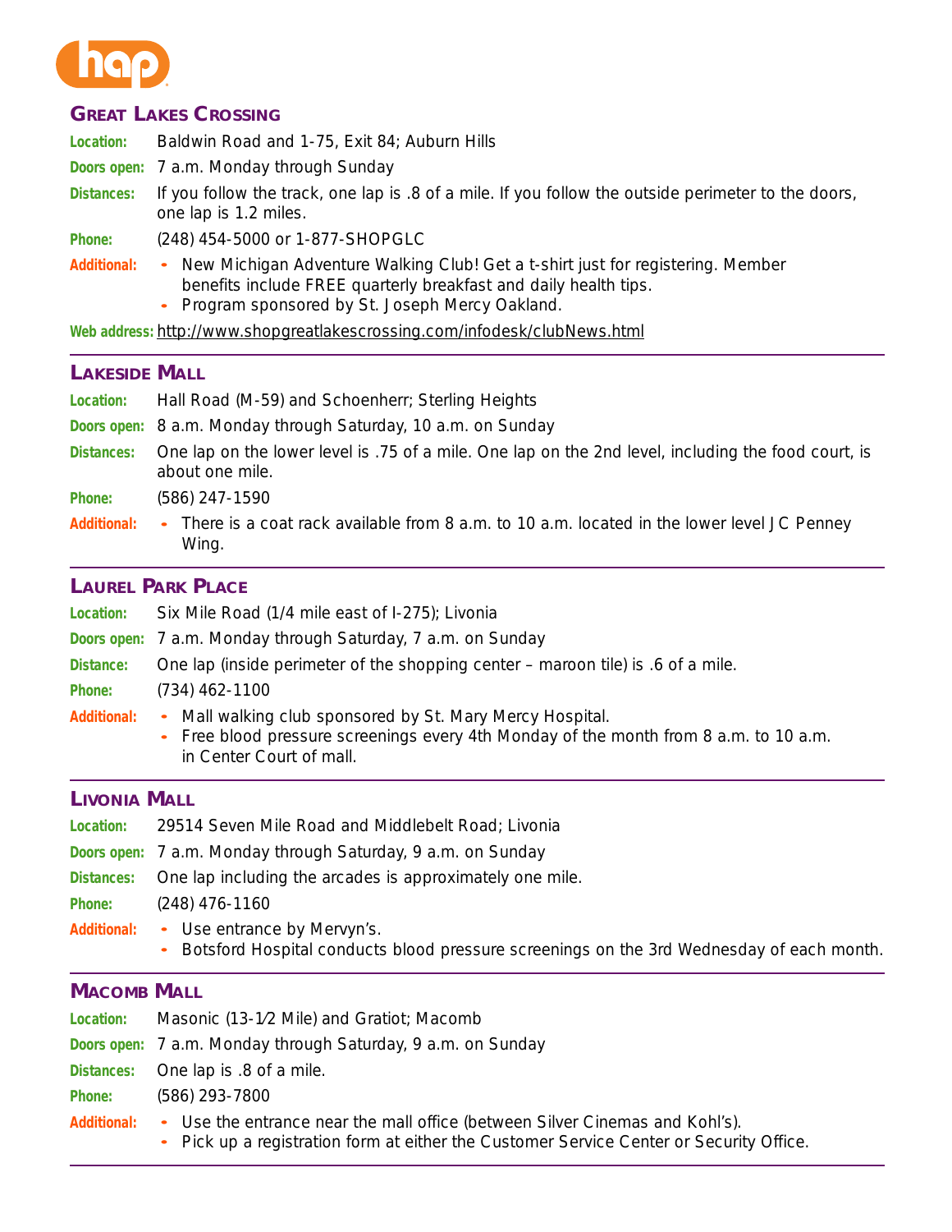## Great Lakes Crossing

**Location:** Baldwin Road and 1-75, Exit 84; Auburn Hills

**Doors open:** 7 a.m. Monday through Sunday

**Distances:** If you follow the track, one lap is .8 of a mile. If you follow the outside perimeter to the doors, one lap is 1.2 miles.

**Phone:** (248) 454-5000 or 1-877-SHOPGLC

**Additional:**
- New Michigan Adventure Walking Club! Get a t-shirt just for registering. Member benefits include FREE quarterly breakfast and daily health tips.
- Program sponsored by St. Joseph Mercy Oakland.

**Web address:** http://www.shopgreatlakescrossing.com/infodesk/clubNews.html

## Lakeside Mall

**Location:** Hall Road (M-59) and Schoenherr; Sterling Heights

**Doors open:** 8 a.m. Monday through Saturday, 10 a.m. on Sunday

**Distances:** One lap on the lower level is .75 of a mile. One lap on the 2nd level, including the food court, is about one mile.

**Phone:** (586) 247-1590

**Additional:**
- There is a coat rack available from 8 a.m. to 10 a.m. located in the lower level JC Penney Wing.

## Laurel Park Place

**Location:** Six Mile Road (1/4 mile east of I-275); Livonia

**Doors open:** 7 a.m. Monday through Saturday, 7 a.m. on Sunday

**Distance:** One lap (inside perimeter of the shopping center – maroon tile) is .6 of a mile.

**Phone:** (734) 462-1100

**Additional:**
- Mall walking club sponsored by St. Mary Mercy Hospital.
- Free blood pressure screenings every 4th Monday of the month from 8 a.m. to 10 a.m. in Center Court of mall.

## Livonia Mall

**Location:** 29514 Seven Mile Road and Middlebelt Road; Livonia

**Doors open:** 7 a.m. Monday through Saturday, 9 a.m. on Sunday

**Distances:** One lap including the arcades is approximately one mile.

**Phone:** (248) 476-1160

**Additional:**
- Use entrance by Mervyn's.
- Botsford Hospital conducts blood pressure screenings on the 3rd Wednesday of each month.

## Macomb Mall

**Location:** Masonic (13-1⁄2 Mile) and Gratiot; Macomb

**Doors open:** 7 a.m. Monday through Saturday, 9 a.m. on Sunday

**Distances:** One lap is .8 of a mile.

**Phone:** (586) 293-7800

**Additional:**
- Use the entrance near the mall office (between Silver Cinemas and Kohl's).
- Pick up a registration form at either the Customer Service Center or Security Office.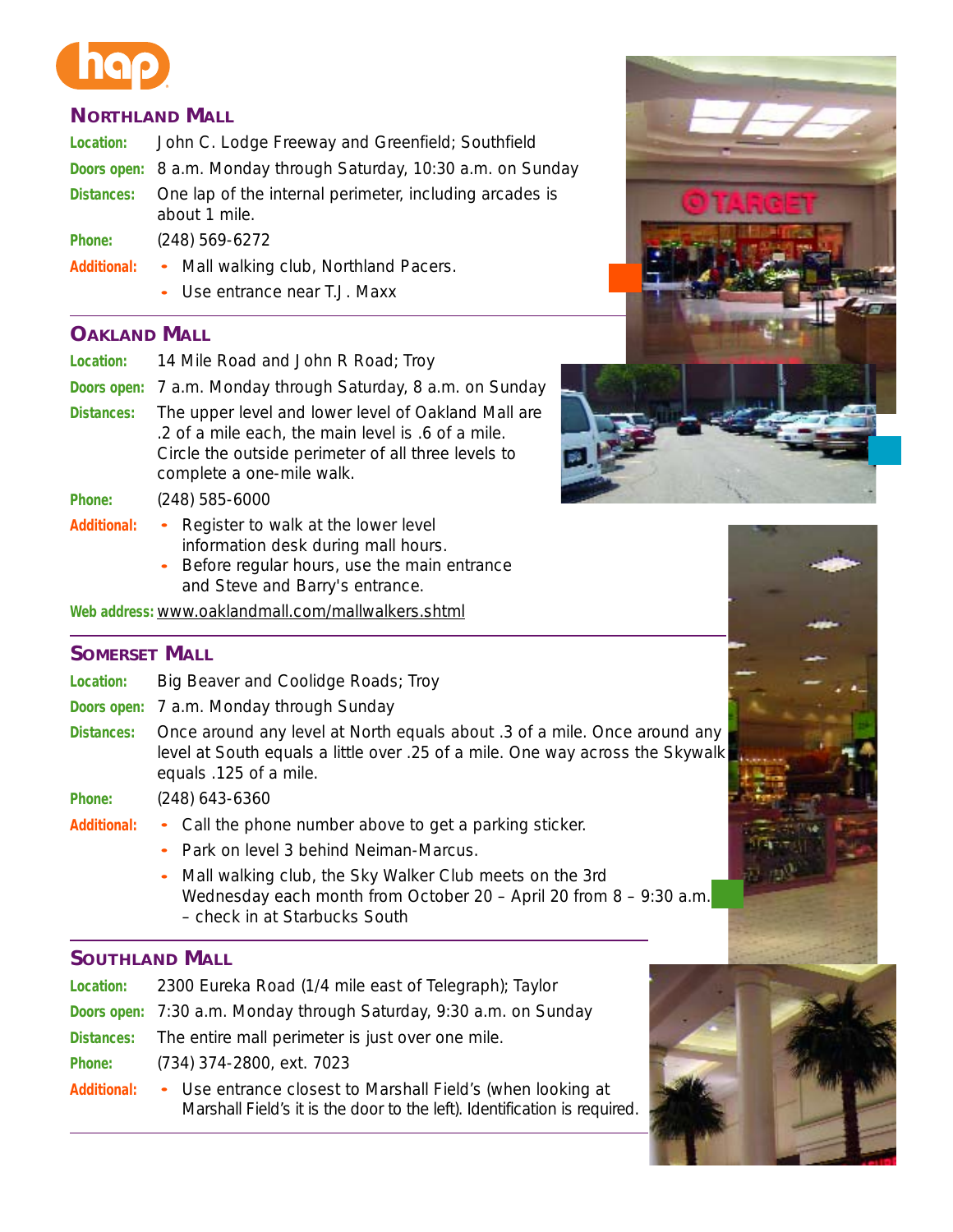## Northland Mall

**Location:** John C. Lodge Freeway and Greenfield; Southfield

**Doors open:** 8 a.m. Monday through Saturday, 10:30 a.m. on Sunday

**Distances:** One lap of the internal perimeter, including arcades is about 1 mile.

**Phone:** (248) 569-6272

**Additional:**
- Mall walking club, Northland Pacers.
- Use entrance near T.J. Maxx

## Oakland Mall

**Location:** 14 Mile Road and John R Road; Troy

**Doors open:** 7 a.m. Monday through Saturday, 8 a.m. on Sunday

**Distances:** The upper level and lower level of Oakland Mall are .2 of a mile each, the main level is .6 of a mile. Circle the outside perimeter of all three levels to complete a one-mile walk.

**Phone:** (248) 585-6000

**Additional:**
- Register to walk at the lower level information desk during mall hours.
- Before regular hours, use the main entrance and Steve and Barry's entrance.

**Web address:** www.oaklandmall.com/mallwalkers.shtml

## Somerset Mall

**Location:** Big Beaver and Coolidge Roads; Troy

**Doors open:** 7 a.m. Monday through Sunday

**Distances:** Once around any level at North equals about .3 of a mile. Once around any level at South equals a little over .25 of a mile. One way across the Skywalk equals .125 of a mile.

**Phone:** (248) 643-6360

**Additional:**
- Call the phone number above to get a parking sticker.
- Park on level 3 behind Neiman-Marcus.
- Mall walking club, the Sky Walker Club meets on the 3rd Wednesday each month from October 20 – April 20 from 8 – 9:30 a.m. – check in at Starbucks South

## Southland Mall

**Location:** 2300 Eureka Road (1/4 mile east of Telegraph); Taylor

**Doors open:** 7:30 a.m. Monday through Saturday, 9:30 a.m. on Sunday

**Distances:** The entire mall perimeter is just over one mile.

**Phone:** (734) 374-2800, ext. 7023

**Additional:**
- Use entrance closest to Marshall Field's (when looking at Marshall Field's it is the door to the left). Identification is required.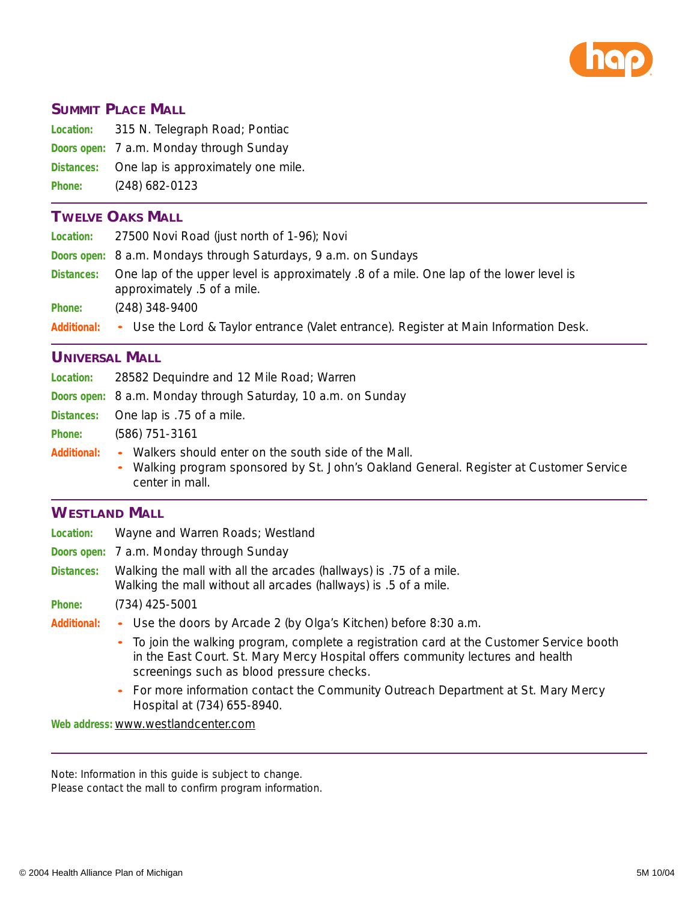## SUMMIT PLACE MALL

**Location:** 315 N. Telegraph Road; Pontiac

**Doors open:** 7 a.m. Monday through Sunday

**Distances:** One lap is approximately one mile.

**Phone:** (248) 682-0123

## TWELVE OAKS MALL

**Location:** 27500 Novi Road (just north of 1-96); Novi

**Doors open:** 8 a.m. Mondays through Saturdays, 9 a.m. on Sundays

**Distances:** One lap of the upper level is approximately .8 of a mile. One lap of the lower level is approximately .5 of a mile.

**Phone:** (248) 348-9400

**Additional:**

- Use the Lord & Taylor entrance (Valet entrance). Register at Main Information Desk.

## UNIVERSAL MALL

**Location:** 28582 Dequindre and 12 Mile Road; Warren

**Doors open:** 8 a.m. Monday through Saturday, 10 a.m. on Sunday

**Distances:** One lap is .75 of a mile.

**Phone:** (586) 751-3161

**Additional:**

- Walkers should enter on the south side of the Mall.
- Walking program sponsored by St. John's Oakland General. Register at Customer Service center in mall.

## WESTLAND MALL

**Location:** Wayne and Warren Roads; Westland

**Doors open:** 7 a.m. Monday through Sunday

**Distances:** Walking the mall with all the arcades (hallways) is .75 of a mile.
Walking the mall without all arcades (hallways) is .5 of a mile.

**Phone:** (734) 425-5001

**Additional:**

- Use the doors by Arcade 2 (by Olga's Kitchen) before 8:30 a.m.
- To join the walking program, complete a registration card at the Customer Service booth in the East Court. St. Mary Mercy Hospital offers community lectures and health screenings such as blood pressure checks.
- For more information contact the Community Outreach Department at St. Mary Mercy Hospital at (734) 655-8940.

**Web address:** www.westlandcenter.com

---

Note: Information in this guide is subject to change.
Please contact the mall to confirm program information.

© 2004 Health Alliance Plan of Michigan

5M 10/04